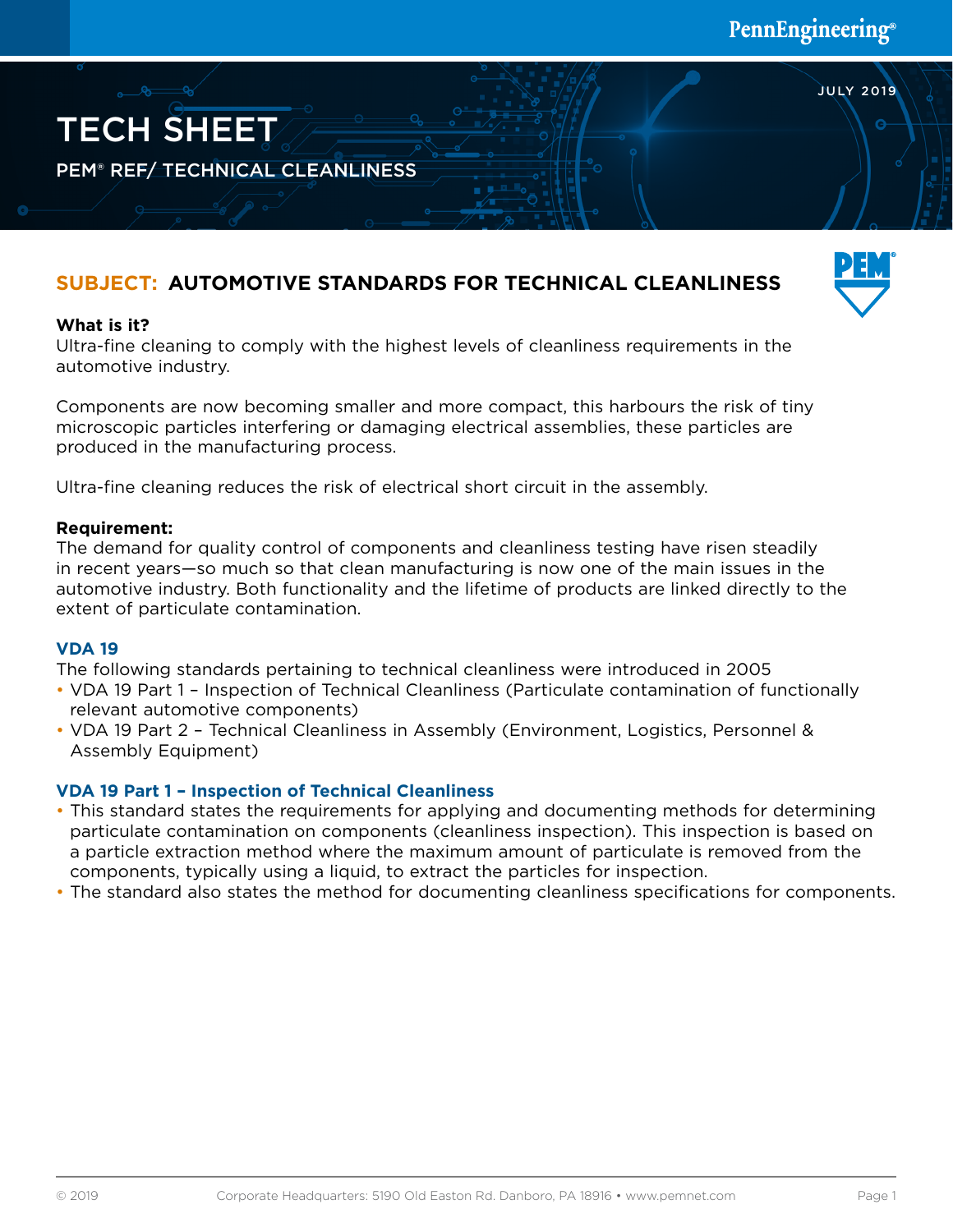PennEngineering®

JULY 2019

# TECH SHEET

PEM® REF/ TECHNICAL CLEANLINESS

## SUBJECT: AUTOMOTIVE STANDARDS FOR TECHNICAL CLEANLINESS

**What is it?**
Ultra-fine cleaning to comply with the highest levels of cleanliness requirements in the automotive industry.

Components are now becoming smaller and more compact, this harbours the risk of tiny microscopic particles interfering or damaging electrical assemblies, these particles are produced in the manufacturing process.

Ultra-fine cleaning reduces the risk of electrical short circuit in the assembly.

**Requirement:**
The demand for quality control of components and cleanliness testing have risen steadily in recent years—so much so that clean manufacturing is now one of the main issues in the automotive industry. Both functionality and the lifetime of products are linked directly to the extent of particulate contamination.

### VDA 19

The following standards pertaining to technical cleanliness were introduced in 2005

- VDA 19 Part 1 – Inspection of Technical Cleanliness (Particulate contamination of functionally relevant automotive components)
- VDA 19 Part 2 – Technical Cleanliness in Assembly (Environment, Logistics, Personnel & Assembly Equipment)

### VDA 19 Part 1 – Inspection of Technical Cleanliness

- This standard states the requirements for applying and documenting methods for determining particulate contamination on components (cleanliness inspection). This inspection is based on a particle extraction method where the maximum amount of particulate is removed from the components, typically using a liquid, to extract the particles for inspection.
- The standard also states the method for documenting cleanliness specifications for components.

© 2019 Corporate Headquarters: 5190 Old Easton Rd. Danboro, PA 18916 • www.pemnet.com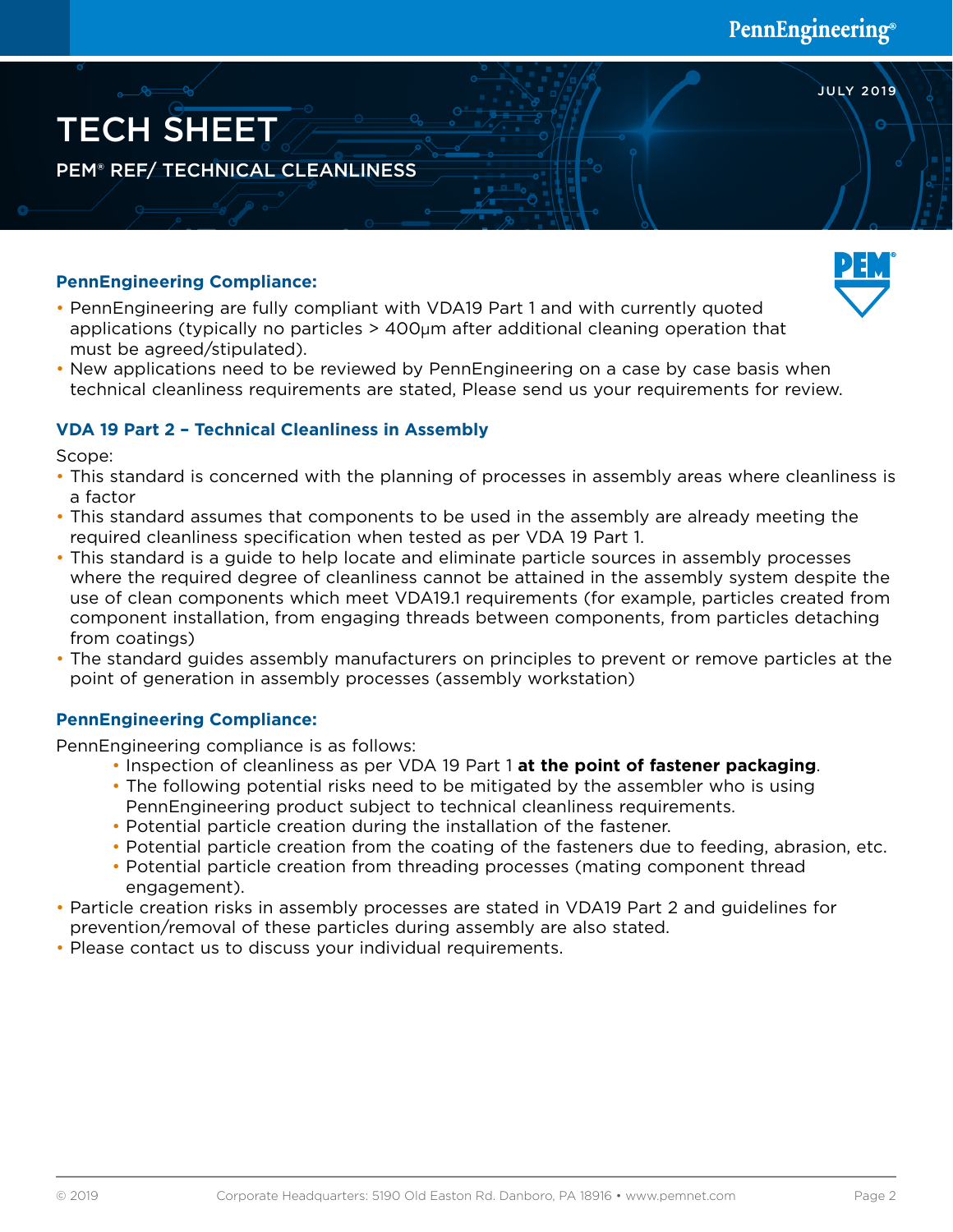# TECH SHEET

PEM® REF/ TECHNICAL CLEANLINESS

JULY 2019

### PennEngineering Compliance:

- PennEngineering are fully compliant with VDA19 Part 1 and with currently quoted applications (typically no particles > 400µm after additional cleaning operation that must be agreed/stipulated).
- New applications need to be reviewed by PennEngineering on a case by case basis when technical cleanliness requirements are stated, Please send us your requirements for review.

### VDA 19 Part 2 – Technical Cleanliness in Assembly

Scope:

- This standard is concerned with the planning of processes in assembly areas where cleanliness is a factor
- This standard assumes that components to be used in the assembly are already meeting the required cleanliness specification when tested as per VDA 19 Part 1.
- This standard is a guide to help locate and eliminate particle sources in assembly processes where the required degree of cleanliness cannot be attained in the assembly system despite the use of clean components which meet VDA19.1 requirements (for example, particles created from component installation, from engaging threads between components, from particles detaching from coatings)
- The standard guides assembly manufacturers on principles to prevent or remove particles at the point of generation in assembly processes (assembly workstation)

### PennEngineering Compliance:

PennEngineering compliance is as follows:

  - Inspection of cleanliness as per VDA 19 Part 1 **at the point of fastener packaging**.
  - The following potential risks need to be mitigated by the assembler who is using PennEngineering product subject to technical cleanliness requirements.
  - Potential particle creation during the installation of the fastener.
  - Potential particle creation from the coating of the fasteners due to feeding, abrasion, etc.
  - Potential particle creation from threading processes (mating component thread engagement).
- Particle creation risks in assembly processes are stated in VDA19 Part 2 and guidelines for prevention/removal of these particles during assembly are also stated.
- Please contact us to discuss your individual requirements.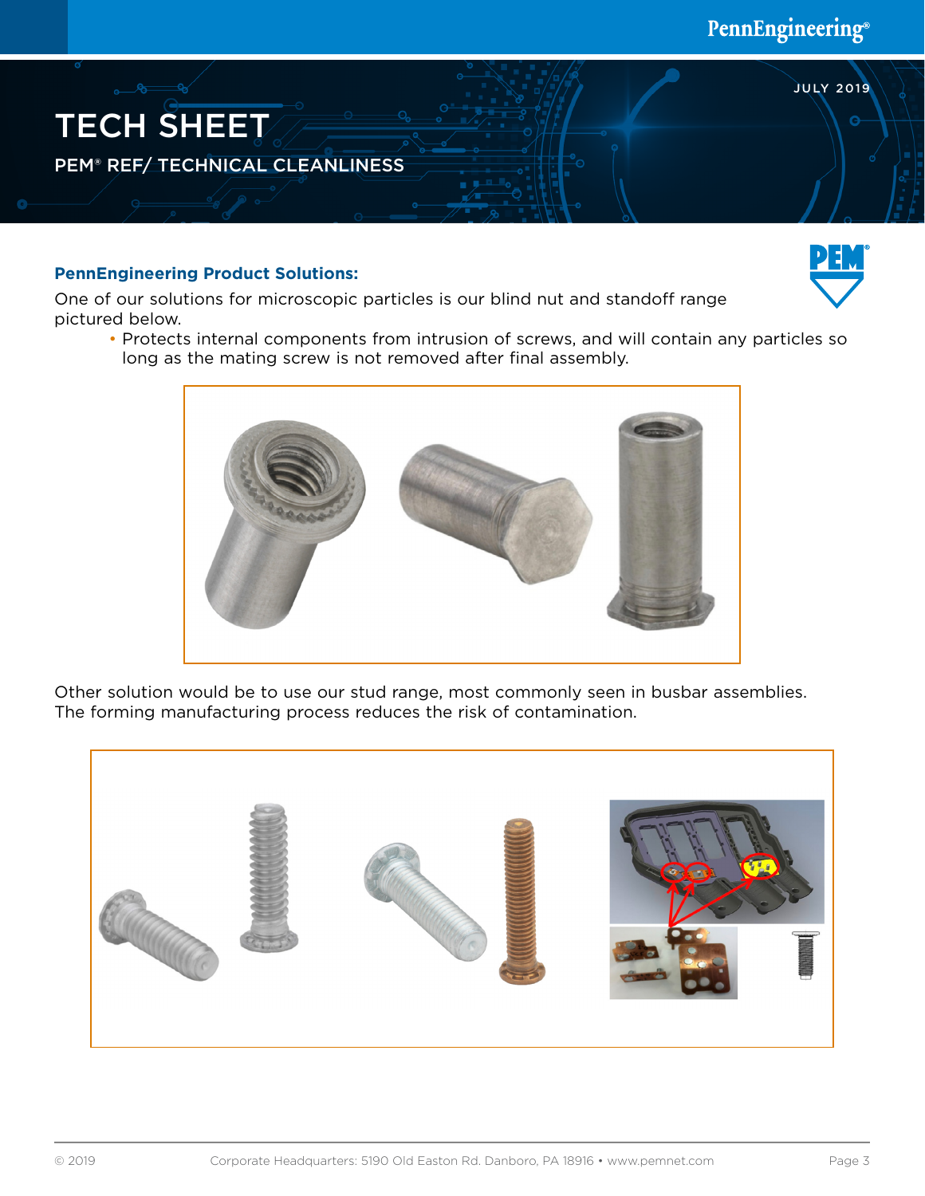# TECH SHEET

PEM® REF/ TECHNICAL CLEANLINESS

JULY 2019

**PennEngineering Product Solutions:**

One of our solutions for microscopic particles is our blind nut and standoff range pictured below.

- Protects internal components from intrusion of screws, and will contain any particles so long as the mating screw is not removed after final assembly.

Other solution would be to use our stud range, most commonly seen in busbar assemblies. The forming manufacturing process reduces the risk of contamination.